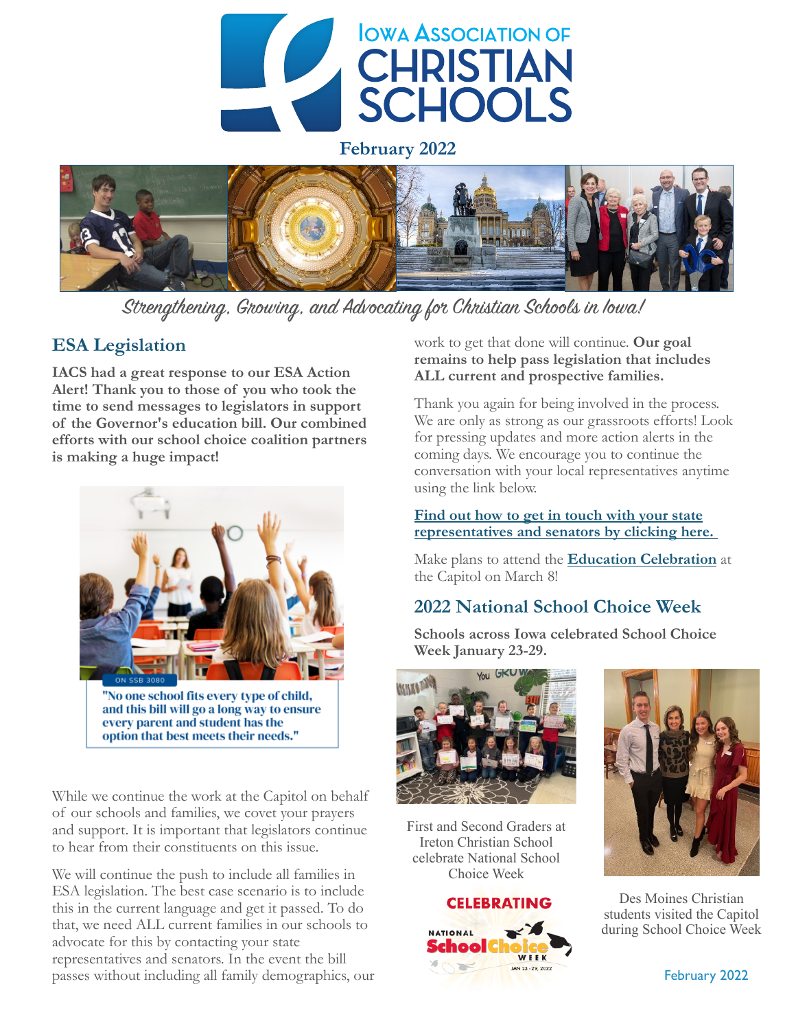# Iowa Association of Christian Schools

**February 2022**

*Strengthening, Growing, and Advocating for Christian Schools in Iowa!*

## ESA Legislation

**IACS had a great response to our ESA Action Alert! Thank you to those of you who took the time to send messages to legislators in support of the Governor's education bill. Our combined efforts with our school choice coalition partners is making a huge impact!**

ON SSB 3080

**"No one school fits every type of child, and this bill will go a long way to ensure every parent and student has the option that best meets their needs."**

While we continue the work at the Capitol on behalf of our schools and families, we covet your prayers and support. It is important that legislators continue to hear from their constituents on this issue.

We will continue the push to include all families in ESA legislation. The best case scenario is to include this in the current language and get it passed. To do that, we need ALL current families in our schools to advocate for this by contacting your state representatives and senators. In the event the bill passes without including all family demographics, our work to get that done will continue. **Our goal remains to help pass legislation that includes ALL current and prospective families.**

Thank you again for being involved in the process. We are only as strong as our grassroots efforts! Look for pressing updates and more action alerts in the coming days. We encourage you to continue the conversation with your local representatives anytime using the link below.

**Find out how to get in touch with your state representatives and senators by clicking here.**

Make plans to attend the **Education Celebration** at the Capitol on March 8!

## 2022 National School Choice Week

**Schools across Iowa celebrated School Choice Week January 23-29.**

First and Second Graders at Ireton Christian School celebrate National School Choice Week

Des Moines Christian students visited the Capitol during School Choice Week

CELEBRATING NATIONAL School Choice WEEK JAN 23 -29, 2022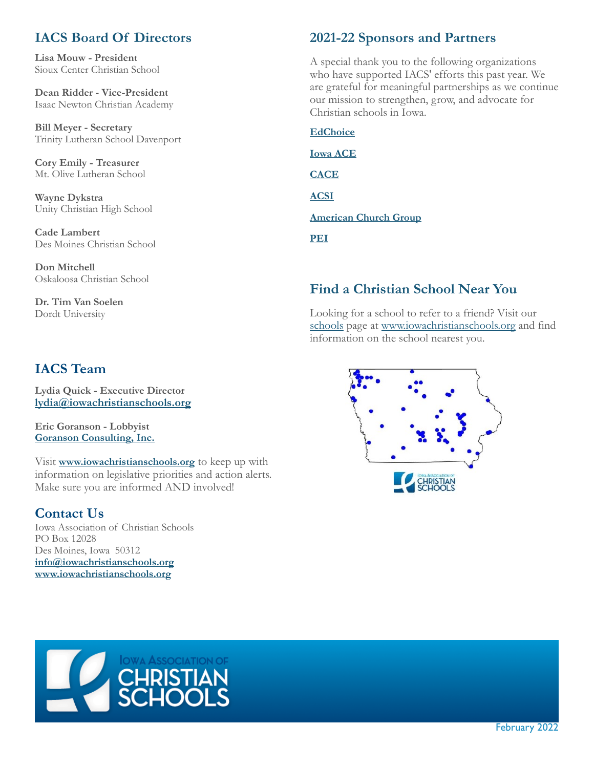## IACS Board Of Directors

**Lisa Mouw - President**
Sioux Center Christian School

**Dean Ridder - Vice-President**
Isaac Newton Christian Academy

**Bill Meyer - Secretary**
Trinity Lutheran School Davenport

**Cory Emily - Treasurer**
Mt. Olive Lutheran School

**Wayne Dykstra**
Unity Christian High School

**Cade Lambert**
Des Moines Christian School

**Don Mitchell**
Oskaloosa Christian School

**Dr. Tim Van Soelen**
Dordt University

## IACS Team

**Lydia Quick - Executive Director**
**lydia@iowachristianschools.org**

**Eric Goranson - Lobbyist**
**Goranson Consulting, Inc.**

Visit **www.iowachristianschools.org** to keep up with information on legislative priorities and action alerts. Make sure you are informed AND involved!

## Contact Us

Iowa Association of Christian Schools
PO Box 12028
Des Moines, Iowa 50312
**info@iowachristianschools.org**
**www.iowachristianschools.org**

## 2021-22 Sponsors and Partners

A special thank you to the following organizations who have supported IACS' efforts this past year. We are grateful for meaningful partnerships as we continue our mission to strengthen, grow, and advocate for Christian schools in Iowa.

**EdChoice**

**Iowa ACE**

**CACE**

**ACSI**

**American Church Group**

**PEI**

## Find a Christian School Near You

Looking for a school to refer to a friend? Visit our schools page at www.iowachristianschools.org and find information on the school nearest you.

IOWA ASSOCIATION OF CHRISTIAN SCHOOLS

February 2022